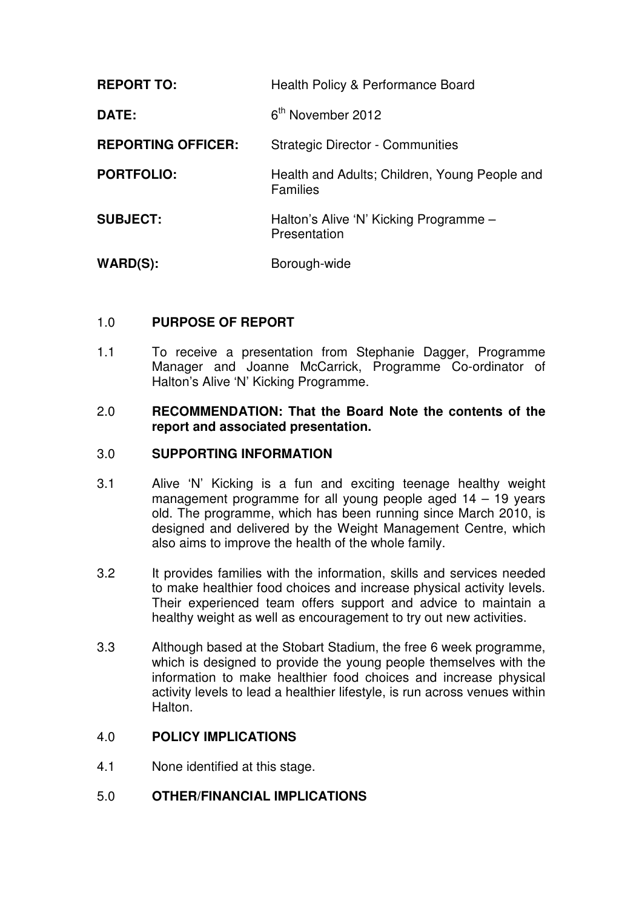| | |
|---|---|
| **REPORT TO:** | Health Policy & Performance Board |
| **DATE:** | 6th November 2012 |
| **REPORTING OFFICER:** | Strategic Director - Communities |
| **PORTFOLIO:** | Health and Adults; Children, Young People and Families |
| **SUBJECT:** | Halton's Alive 'N' Kicking Programme – Presentation |
| **WARD(S):** | Borough-wide |

## 1.0 PURPOSE OF REPORT

1.1 To receive a presentation from Stephanie Dagger, Programme Manager and Joanne McCarrick, Programme Co-ordinator of Halton's Alive 'N' Kicking Programme.

## 2.0 RECOMMENDATION: That the Board Note the contents of the report and associated presentation.

## 3.0 SUPPORTING INFORMATION

3.1 Alive 'N' Kicking is a fun and exciting teenage healthy weight management programme for all young people aged 14 – 19 years old. The programme, which has been running since March 2010, is designed and delivered by the Weight Management Centre, which also aims to improve the health of the whole family.

3.2 It provides families with the information, skills and services needed to make healthier food choices and increase physical activity levels. Their experienced team offers support and advice to maintain a healthy weight as well as encouragement to try out new activities.

3.3 Although based at the Stobart Stadium, the free 6 week programme, which is designed to provide the young people themselves with the information to make healthier food choices and increase physical activity levels to lead a healthier lifestyle, is run across venues within Halton.

## 4.0 POLICY IMPLICATIONS

4.1 None identified at this stage.

## 5.0 OTHER/FINANCIAL IMPLICATIONS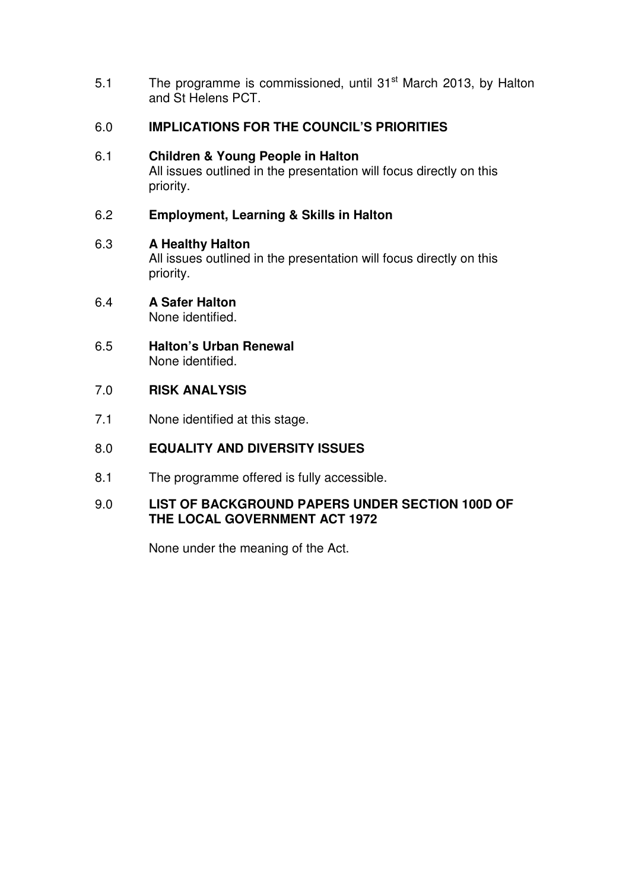5.1 The programme is commissioned, until 31st March 2013, by Halton and St Helens PCT.

## 6.0 IMPLICATIONS FOR THE COUNCIL'S PRIORITIES

**6.1 Children & Young People in Halton**
All issues outlined in the presentation will focus directly on this priority.

**6.2 Employment, Learning & Skills in Halton**

**6.3 A Healthy Halton**
All issues outlined in the presentation will focus directly on this priority.

**6.4 A Safer Halton**
None identified.

**6.5 Halton's Urban Renewal**
None identified.

## 7.0 RISK ANALYSIS

7.1 None identified at this stage.

## 8.0 EQUALITY AND DIVERSITY ISSUES

8.1 The programme offered is fully accessible.

## 9.0 LIST OF BACKGROUND PAPERS UNDER SECTION 100D OF THE LOCAL GOVERNMENT ACT 1972

None under the meaning of the Act.